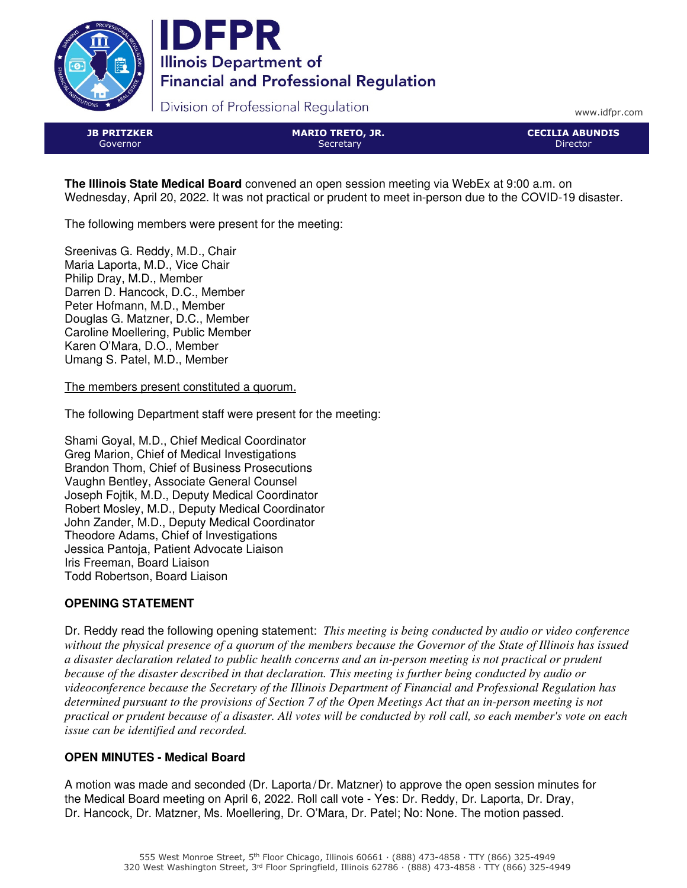# IDFPR

**Illinois Department of Financial and Professional Regulation**

Division of Professional Regulation

www.idfpr.com

| **JB PRITZKER** Governor | **MARIO TRETO, JR.** Secretary | **CECILIA ABUNDIS** Director |
|---|---|---|

**The Illinois State Medical Board** convened an open session meeting via WebEx at 9:00 a.m. on Wednesday, April 20, 2022. It was not practical or prudent to meet in-person due to the COVID-19 disaster.

The following members were present for the meeting:

Sreenivas G. Reddy, M.D., Chair
Maria Laporta, M.D., Vice Chair
Philip Dray, M.D., Member
Darren D. Hancock, D.C., Member
Peter Hofmann, M.D., Member
Douglas G. Matzner, D.C., Member
Caroline Moellering, Public Member
Karen O'Mara, D.O., Member
Umang S. Patel, M.D., Member

The members present constituted a quorum.

The following Department staff were present for the meeting:

Shami Goyal, M.D., Chief Medical Coordinator
Greg Marion, Chief of Medical Investigations
Brandon Thom, Chief of Business Prosecutions
Vaughn Bentley, Associate General Counsel
Joseph Fojtik, M.D., Deputy Medical Coordinator
Robert Mosley, M.D., Deputy Medical Coordinator
John Zander, M.D., Deputy Medical Coordinator
Theodore Adams, Chief of Investigations
Jessica Pantoja, Patient Advocate Liaison
Iris Freeman, Board Liaison
Todd Robertson, Board Liaison

## OPENING STATEMENT

Dr. Reddy read the following opening statement: *This meeting is being conducted by audio or video conference without the physical presence of a quorum of the members because the Governor of the State of Illinois has issued a disaster declaration related to public health concerns and an in-person meeting is not practical or prudent because of the disaster described in that declaration. This meeting is further being conducted by audio or videoconference because the Secretary of the Illinois Department of Financial and Professional Regulation has determined pursuant to the provisions of Section 7 of the Open Meetings Act that an in-person meeting is not practical or prudent because of a disaster. All votes will be conducted by roll call, so each member's vote on each issue can be identified and recorded.*

## OPEN MINUTES - Medical Board

A motion was made and seconded (Dr. Laporta/Dr. Matzner) to approve the open session minutes for the Medical Board meeting on April 6, 2022. Roll call vote - Yes: Dr. Reddy, Dr. Laporta, Dr. Dray, Dr. Hancock, Dr. Matzner, Ms. Moellering, Dr. O'Mara, Dr. Patel; No: None. The motion passed.

555 West Monroe Street, 5th Floor Chicago, Illinois 60661 · (888) 473-4858 · TTY (866) 325-4949
320 West Washington Street, 3rd Floor Springfield, Illinois 62786 · (888) 473-4858 · TTY (866) 325-4949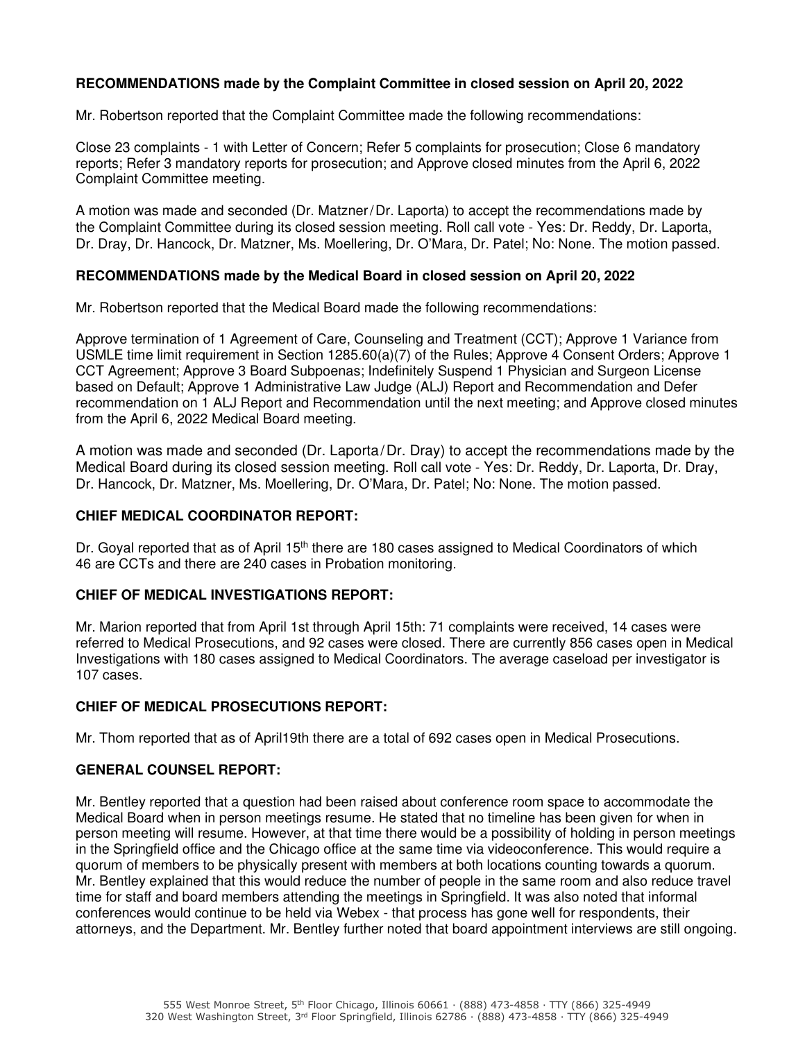**RECOMMENDATIONS made by the Complaint Committee in closed session on April 20, 2022**

Mr. Robertson reported that the Complaint Committee made the following recommendations:

Close 23 complaints - 1 with Letter of Concern; Refer 5 complaints for prosecution; Close 6 mandatory reports; Refer 3 mandatory reports for prosecution; and Approve closed minutes from the April 6, 2022 Complaint Committee meeting.

A motion was made and seconded (Dr. Matzner/Dr. Laporta) to accept the recommendations made by the Complaint Committee during its closed session meeting. Roll call vote - Yes: Dr. Reddy, Dr. Laporta, Dr. Dray, Dr. Hancock, Dr. Matzner, Ms. Moellering, Dr. O'Mara, Dr. Patel; No: None. The motion passed.

**RECOMMENDATIONS made by the Medical Board in closed session on April 20, 2022**

Mr. Robertson reported that the Medical Board made the following recommendations:

Approve termination of 1 Agreement of Care, Counseling and Treatment (CCT); Approve 1 Variance from USMLE time limit requirement in Section 1285.60(a)(7) of the Rules; Approve 4 Consent Orders; Approve 1 CCT Agreement; Approve 3 Board Subpoenas; Indefinitely Suspend 1 Physician and Surgeon License based on Default; Approve 1 Administrative Law Judge (ALJ) Report and Recommendation and Defer recommendation on 1 ALJ Report and Recommendation until the next meeting; and Approve closed minutes from the April 6, 2022 Medical Board meeting.

A motion was made and seconded (Dr. Laporta/Dr. Dray) to accept the recommendations made by the Medical Board during its closed session meeting. Roll call vote - Yes: Dr. Reddy, Dr. Laporta, Dr. Dray, Dr. Hancock, Dr. Matzner, Ms. Moellering, Dr. O'Mara, Dr. Patel; No: None. The motion passed.

**CHIEF MEDICAL COORDINATOR REPORT:**

Dr. Goyal reported that as of April 15th there are 180 cases assigned to Medical Coordinators of which 46 are CCTs and there are 240 cases in Probation monitoring.

**CHIEF OF MEDICAL INVESTIGATIONS REPORT:**

Mr. Marion reported that from April 1st through April 15th: 71 complaints were received, 14 cases were referred to Medical Prosecutions, and 92 cases were closed. There are currently 856 cases open in Medical Investigations with 180 cases assigned to Medical Coordinators. The average caseload per investigator is 107 cases.

**CHIEF OF MEDICAL PROSECUTIONS REPORT:**

Mr. Thom reported that as of April19th there are a total of 692 cases open in Medical Prosecutions.

**GENERAL COUNSEL REPORT:**

Mr. Bentley reported that a question had been raised about conference room space to accommodate the Medical Board when in person meetings resume. He stated that no timeline has been given for when in person meeting will resume. However, at that time there would be a possibility of holding in person meetings in the Springfield office and the Chicago office at the same time via videoconference. This would require a quorum of members to be physically present with members at both locations counting towards a quorum. Mr. Bentley explained that this would reduce the number of people in the same room and also reduce travel time for staff and board members attending the meetings in Springfield. It was also noted that informal conferences would continue to be held via Webex - that process has gone well for respondents, their attorneys, and the Department. Mr. Bentley further noted that board appointment interviews are still ongoing.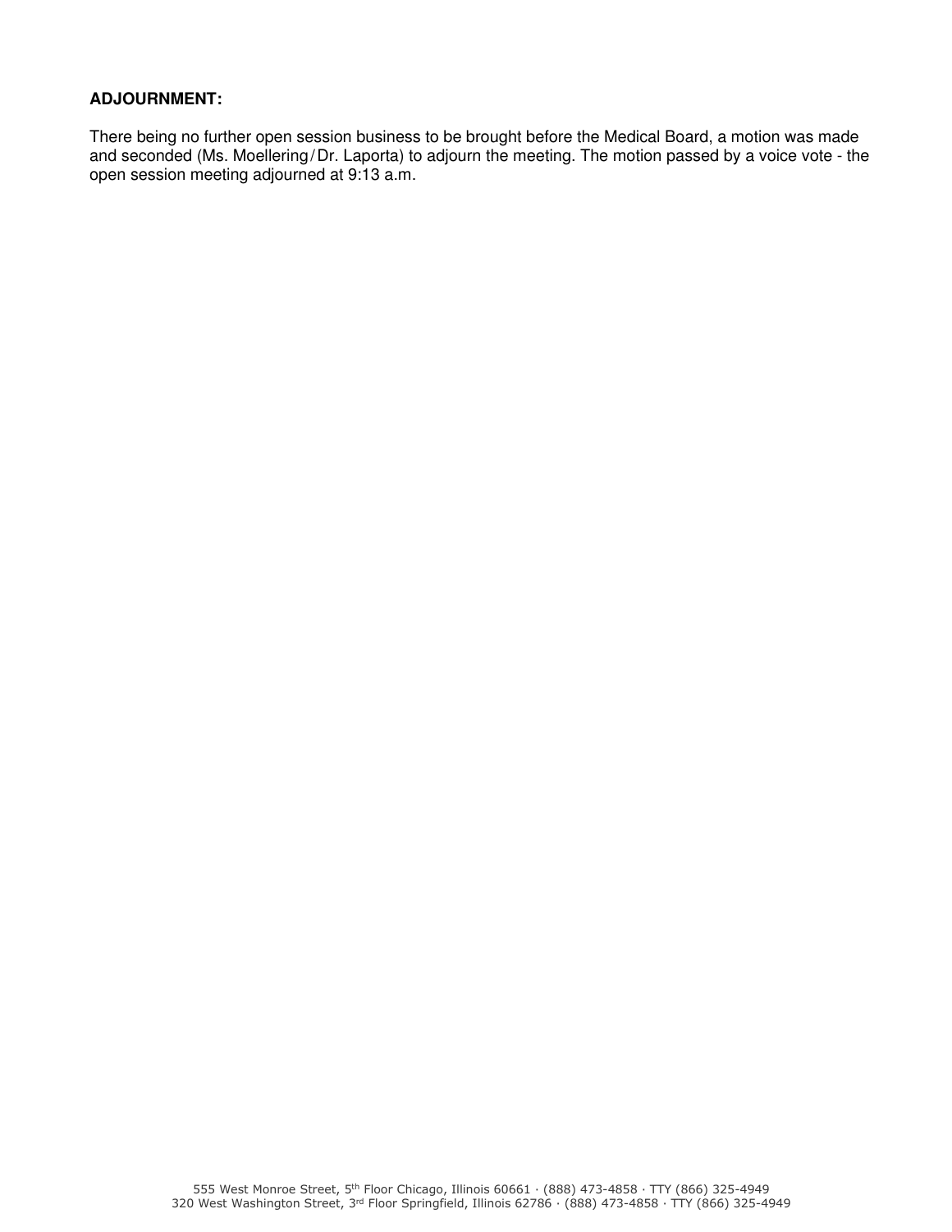**ADJOURNMENT:**

There being no further open session business to be brought before the Medical Board, a motion was made and seconded (Ms. Moellering/Dr. Laporta) to adjourn the meeting. The motion passed by a voice vote - the open session meeting adjourned at 9:13 a.m.